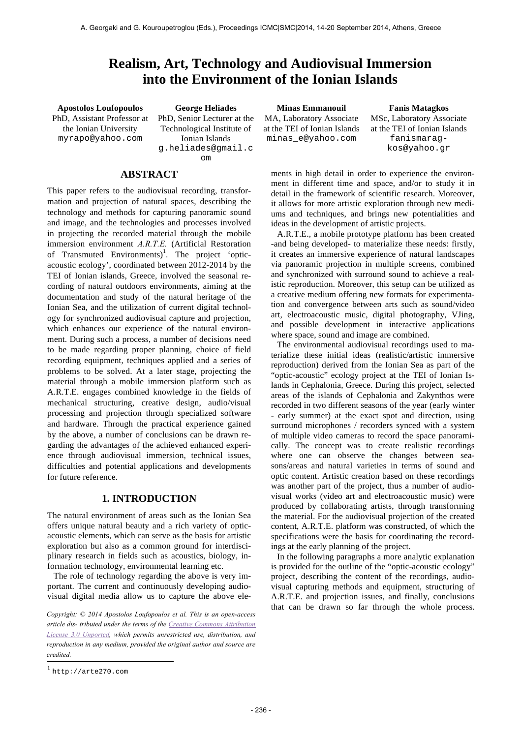# Realism, Art, Technology and Audiovisual Immersion into the Environment of the Ionian Islands

**Apostolos Loufopoulos**
PhD, Assistant Professor at the Ionian University
myrapo@yahoo.com

**George Heliades**
PhD, Senior Lecturer at the Technological Institute of Ionian Islands
g.heliades@gmail.com

**Minas Emmanouil**
MA, Laboratory Associate at the TEI of Ionian Islands
minas_e@yahoo.com

**Fanis Matagkos**
MSc, Laboratory Associate at the TEI of Ionian Islands
fanismaragkos@yahoo.gr

## ABSTRACT

This paper refers to the audiovisual recording, transformation and projection of natural spaces, describing the technology and methods for capturing panoramic sound and image, and the technologies and processes involved in projecting the recorded material through the mobile immersion environment *A.R.T.E.* (Artificial Restoration of Transmuted Environments)[1]. The project 'optic-acoustic ecology', coordinated between 2012-2014 by the TEI of Ionian islands, Greece, involved the seasonal recording of natural outdoors environments, aiming at the documentation and study of the natural heritage of the Ionian Sea, and the utilization of current digital technology for synchronized audiovisual capture and projection, which enhances our experience of the natural environment. During such a process, a number of decisions need to be made regarding proper planning, choice of field recording equipment, techniques applied and a series of problems to be solved. At a later stage, projecting the material through a mobile immersion platform such as A.R.T.E. engages combined knowledge in the fields of mechanical structuring, creative design, audio/visual processing and projection through specialized software and hardware. Through the practical experience gained by the above, a number of conclusions can be drawn regarding the advantages of the achieved enhanced experience through audiovisual immersion, technical issues, difficulties and potential applications and developments for future reference.

## 1. INTRODUCTION

The natural environment of areas such as the Ionian Sea offers unique natural beauty and a rich variety of optic-acoustic elements, which can serve as the basis for artistic exploration but also as a common ground for interdisciplinary research in fields such as acoustics, biology, information technology, environmental learning etc.

The role of technology regarding the above is very important. The current and continuously developing audiovisual digital media allow us to capture the above elements in high detail in order to experience the environment in different time and space, and/or to study it in detail in the framework of scientific research. Moreover, it allows for more artistic exploration through new mediums and techniques, and brings new potentialities and ideas in the development of artistic projects.

A.R.T.E., a mobile prototype platform has been created -and being developed- to materialize these needs: firstly, it creates an immersive experience of natural landscapes via panoramic projection in multiple screens, combined and synchronized with surround sound to achieve a realistic reproduction. Moreover, this setup can be utilized as a creative medium offering new formats for experimentation and convergence between arts such as sound/video art, electroacoustic music, digital photography, VJing, and possible development in interactive applications where space, sound and image are combined.

The environmental audiovisual recordings used to materialize these initial ideas (realistic/artistic immersive reproduction) derived from the Ionian Sea as part of the "optic-acoustic" ecology project at the TEI of Ionian Islands in Cephalonia, Greece. During this project, selected areas of the islands of Cephalonia and Zakynthos were recorded in two different seasons of the year (early winter - early summer) at the exact spot and direction, using surround microphones / recorders synced with a system of multiple video cameras to record the space panoramically. The concept was to create realistic recordings where one can observe the changes between seasons/areas and natural varieties in terms of sound and optic content. Artistic creation based on these recordings was another part of the project, thus a number of audiovisual works (video art and electroacoustic music) were produced by collaborating artists, through transforming the material. For the audiovisual projection of the created content, A.R.T.E. platform was constructed, of which the specifications were the basis for coordinating the recordings at the early planning of the project.

In the following paragraphs a more analytic explanation is provided for the outline of the "optic-acoustic ecology" project, describing the content of the recordings, audiovisual capturing methods and equipment, structuring of A.R.T.E. and projection issues, and finally, conclusions that can be drawn so far through the whole process.

*Copyright: © 2014 Apostolos Loufopoulos et al. This is an open-access article dis- tributed under the terms of the Creative Commons Attribution License 3.0 Unported, which permits unrestricted use, distribution, and reproduction in any medium, provided the original author and source are credited.*

[1] http://arte270.com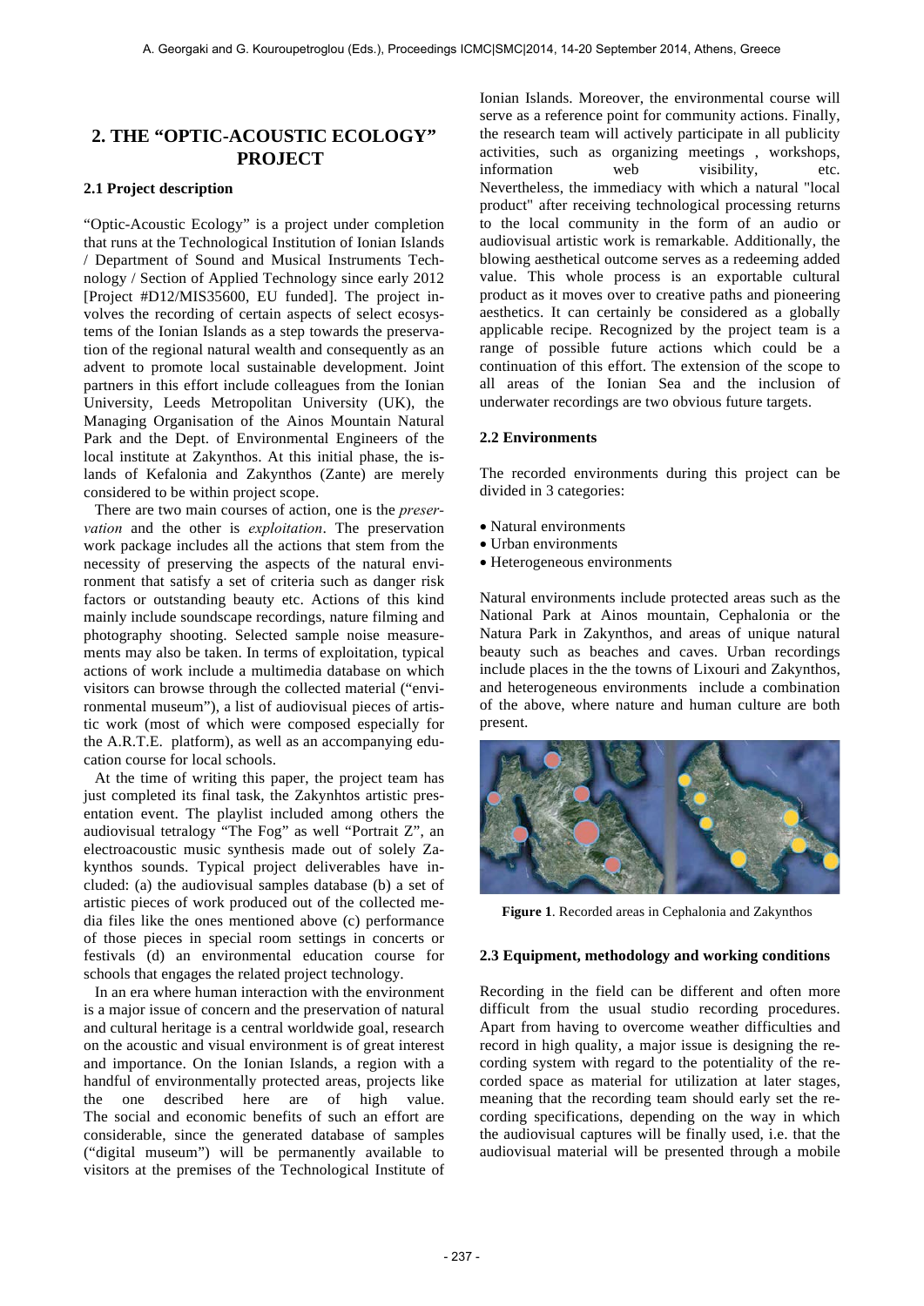## 2. THE "OPTIC-ACOUSTIC ECOLOGY" PROJECT

### 2.1 Project description

"Optic-Acoustic Ecology" is a project under completion that runs at the Technological Institution of Ionian Islands / Department of Sound and Musical Instruments Technology / Section of Applied Technology since early 2012 [Project #D12/MIS35600, EU funded]. The project involves the recording of certain aspects of select ecosystems of the Ionian Islands as a step towards the preservation of the regional natural wealth and consequently as an advent to promote local sustainable development. Joint partners in this effort include colleagues from the Ionian University, Leeds Metropolitan University (UK), the Managing Organisation of the Ainos Mountain Natural Park and the Dept. of Environmental Engineers of the local institute at Zakynthos. At this initial phase, the islands of Kefalonia and Zakynthos (Zante) are merely considered to be within project scope.

There are two main courses of action, one is the *preservation* and the other is *exploitation*. The preservation work package includes all the actions that stem from the necessity of preserving the aspects of the natural environment that satisfy a set of criteria such as danger risk factors or outstanding beauty etc. Actions of this kind mainly include soundscape recordings, nature filming and photography shooting. Selected sample noise measurements may also be taken. In terms of exploitation, typical actions of work include a multimedia database on which visitors can browse through the collected material ("environmental museum"), a list of audiovisual pieces of artistic work (most of which were composed especially for the A.R.T.E. platform), as well as an accompanying education course for local schools.

At the time of writing this paper, the project team has just completed its final task, the Zakynhtos artistic presentation event. The playlist included among others the audiovisual tetralogy "The Fog" as well "Portrait Z", an electroacoustic music synthesis made out of solely Zakynthos sounds. Typical project deliverables have included: (a) the audiovisual samples database (b) a set of artistic pieces of work produced out of the collected media files like the ones mentioned above (c) performance of those pieces in special room settings in concerts or festivals (d) an environmental education course for schools that engages the related project technology.

In an era where human interaction with the environment is a major issue of concern and the preservation of natural and cultural heritage is a central worldwide goal, research on the acoustic and visual environment is of great interest and importance. On the Ionian Islands, a region with a handful of environmentally protected areas, projects like the one described here are of high value. The social and economic benefits of such an effort are considerable, since the generated database of samples ("digital museum") will be permanently available to visitors at the premises of the Technological Institute of Ionian Islands. Moreover, the environmental course will serve as a reference point for community actions. Finally, the research team will actively participate in all publicity activities, such as organizing meetings , workshops, information web visibility, etc. Nevertheless, the immediacy with which a natural "local product" after receiving technological processing returns to the local community in the form of an audio or audiovisual artistic work is remarkable. Additionally, the blowing aesthetical outcome serves as a redeeming added value. This whole process is an exportable cultural product as it moves over to creative paths and pioneering aesthetics. It can certainly be considered as a globally applicable recipe. Recognized by the project team is a range of possible future actions which could be a continuation of this effort. The extension of the scope to all areas of the Ionian Sea and the inclusion of underwater recordings are two obvious future targets.

### 2.2 Environments

The recorded environments during this project can be divided in 3 categories:

- Natural environments
- Urban environments
- Heterogeneous environments

Natural environments include protected areas such as the National Park at Ainos mountain, Cephalonia or the Natura Park in Zakynthos, and areas of unique natural beauty such as beaches and caves. Urban recordings include places in the the towns of Lixouri and Zakynthos, and heterogeneous environments include a combination of the above, where nature and human culture are both present.

**Figure 1**. Recorded areas in Cephalonia and Zakynthos

### 2.3 Equipment, methodology and working conditions

Recording in the field can be different and often more difficult from the usual studio recording procedures. Apart from having to overcome weather difficulties and record in high quality, a major issue is designing the recording system with regard to the potentiality of the recorded space as material for utilization at later stages, meaning that the recording team should early set the recording specifications, depending on the way in which the audiovisual captures will be finally used, i.e. that the audiovisual material will be presented through a mobile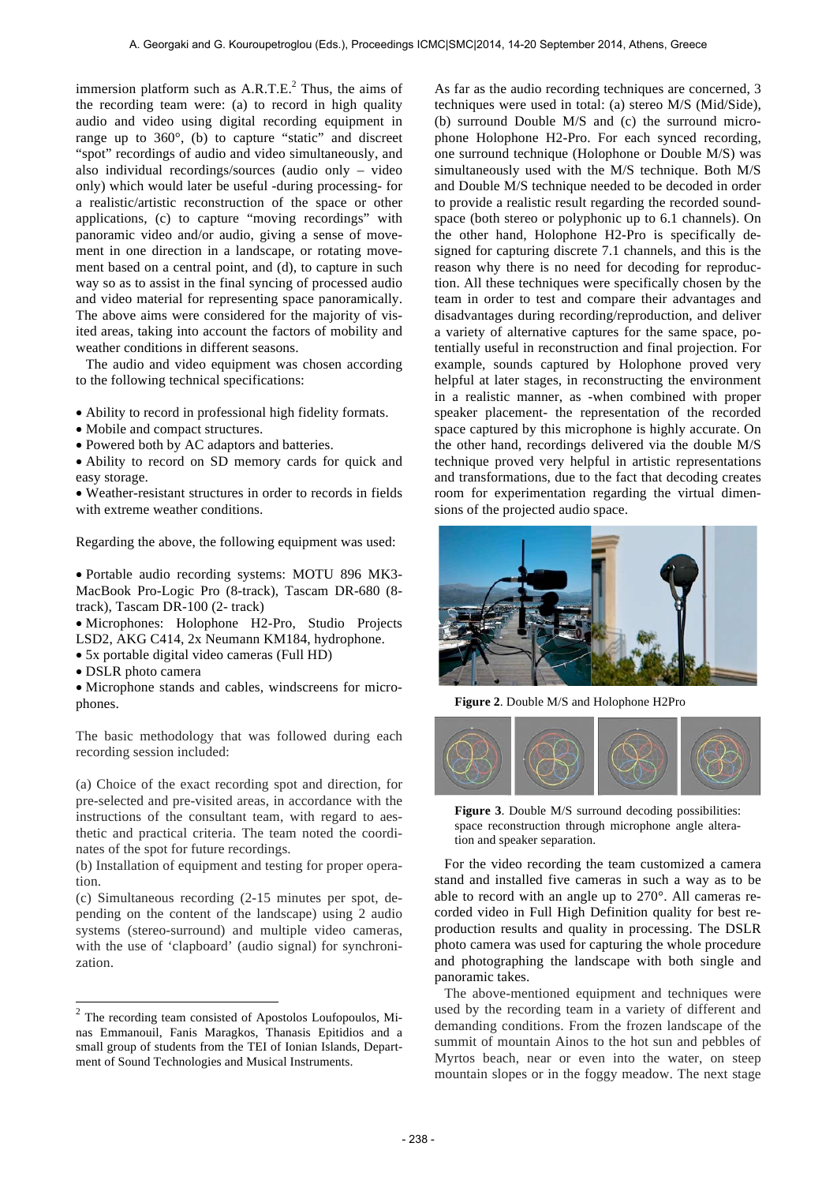immersion platform such as A.R.T.E.[2] Thus, the aims of the recording team were: (a) to record in high quality audio and video using digital recording equipment in range up to 360°, (b) to capture "static" and discreet "spot" recordings of audio and video simultaneously, and also individual recordings/sources (audio only – video only) which would later be useful -during processing- for a realistic/artistic reconstruction of the space or other applications, (c) to capture "moving recordings" with panoramic video and/or audio, giving a sense of movement in one direction in a landscape, or rotating movement based on a central point, and (d), to capture in such way so as to assist in the final syncing of processed audio and video material for representing space panoramically. The above aims were considered for the majority of visited areas, taking into account the factors of mobility and weather conditions in different seasons.

The audio and video equipment was chosen according to the following technical specifications:

- Ability to record in professional high fidelity formats.
- Mobile and compact structures.
- Powered both by AC adaptors and batteries.
- Ability to record on SD memory cards for quick and easy storage.
- Weather-resistant structures in order to records in fields with extreme weather conditions.

Regarding the above, the following equipment was used:

- Portable audio recording systems: MOTU 896 MK3-MacBook Pro-Logic Pro (8-track), Tascam DR-680 (8-track), Tascam DR-100 (2- track)
- Microphones: Holophone H2-Pro, Studio Projects LSD2, AKG C414, 2x Neumann KM184, hydrophone.
- 5x portable digital video cameras (Full HD)
- DSLR photo camera
- Microphone stands and cables, windscreens for microphones.

The basic methodology that was followed during each recording session included:

(a) Choice of the exact recording spot and direction, for pre-selected and pre-visited areas, in accordance with the instructions of the consultant team, with regard to aesthetic and practical criteria. The team noted the coordinates of the spot for future recordings.

(b) Installation of equipment and testing for proper operation.

(c) Simultaneous recording (2-15 minutes per spot, depending on the content of the landscape) using 2 audio systems (stereo-surround) and multiple video cameras, with the use of 'clapboard' (audio signal) for synchronization.

[2] The recording team consisted of Apostolos Loufopoulos, Minas Emmanouil, Fanis Maragkos, Thanasis Epitidios and a small group of students from the TEI of Ionian Islands, Department of Sound Technologies and Musical Instruments.

As far as the audio recording techniques are concerned, 3 techniques were used in total: (a) stereo M/S (Mid/Side), (b) surround Double M/S and (c) the surround microphone Holophone H2-Pro. For each synced recording, one surround technique (Holophone or Double M/S) was simultaneously used with the M/S technique. Both M/S and Double M/S technique needed to be decoded in order to provide a realistic result regarding the recorded soundspace (both stereo or polyphonic up to 6.1 channels). On the other hand, Holophone H2-Pro is specifically designed for capturing discrete 7.1 channels, and this is the reason why there is no need for decoding for reproduction. All these techniques were specifically chosen by the team in order to test and compare their advantages and disadvantages during recording/reproduction, and deliver a variety of alternative captures for the same space, potentially useful in reconstruction and final projection. For example, sounds captured by Holophone proved very helpful at later stages, in reconstructing the environment in a realistic manner, as -when combined with proper speaker placement- the representation of the recorded space captured by this microphone is highly accurate. On the other hand, recordings delivered via the double M/S technique proved very helpful in artistic representations and transformations, due to the fact that decoding creates room for experimentation regarding the virtual dimensions of the projected audio space.

**Figure 2**. Double M/S and Holophone H2Pro

**Figure 3**. Double M/S surround decoding possibilities: space reconstruction through microphone angle alteration and speaker separation.

For the video recording the team customized a camera stand and installed five cameras in such a way as to be able to record with an angle up to 270°. All cameras recorded video in Full High Definition quality for best reproduction results and quality in processing. The DSLR photo camera was used for capturing the whole procedure and photographing the landscape with both single and panoramic takes.

The above-mentioned equipment and techniques were used by the recording team in a variety of different and demanding conditions. From the frozen landscape of the summit of mountain Ainos to the hot sun and pebbles of Myrtos beach, near or even into the water, on steep mountain slopes or in the foggy meadow. The next stage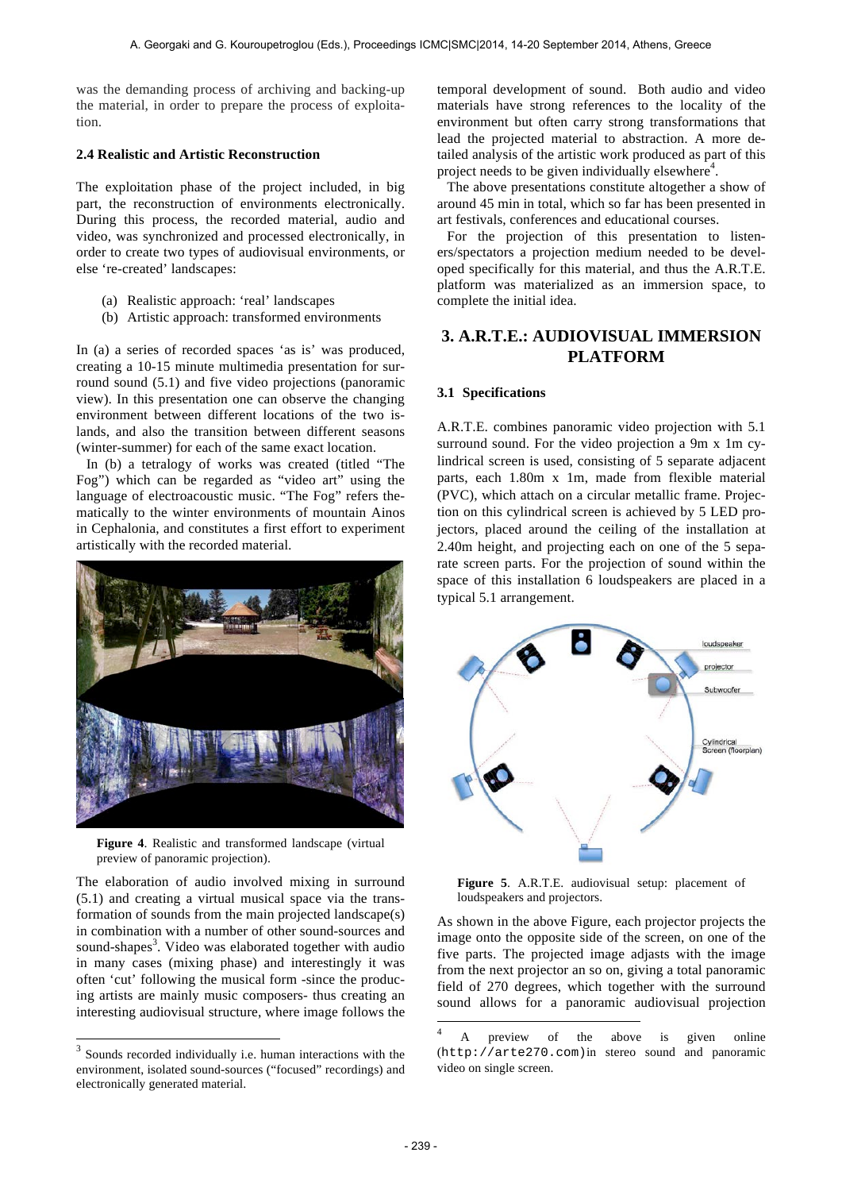was the demanding process of archiving and backing-up the material, in order to prepare the process of exploitation.

### 2.4 Realistic and Artistic Reconstruction

The exploitation phase of the project included, in big part, the reconstruction of environments electronically. During this process, the recorded material, audio and video, was synchronized and processed electronically, in order to create two types of audiovisual environments, or else 're-created' landscapes:

(a) Realistic approach: 'real' landscapes
(b) Artistic approach: transformed environments

In (a) a series of recorded spaces 'as is' was produced, creating a 10-15 minute multimedia presentation for surround sound (5.1) and five video projections (panoramic view). In this presentation one can observe the changing environment between different locations of the two islands, and also the transition between different seasons (winter-summer) for each of the same exact location.

In (b) a tetralogy of works was created (titled "The Fog") which can be regarded as "video art" using the language of electroacoustic music. "The Fog" refers thematically to the winter environments of mountain Ainos in Cephalonia, and constitutes a first effort to experiment artistically with the recorded material.

**Figure 4**. Realistic and transformed landscape (virtual preview of panoramic projection).

The elaboration of audio involved mixing in surround (5.1) and creating a virtual musical space via the transformation of sounds from the main projected landscape(s) in combination with a number of other sound-sources and sound-shapes[3]. Video was elaborated together with audio in many cases (mixing phase) and interestingly it was often 'cut' following the musical form -since the producing artists are mainly music composers- thus creating an interesting audiovisual structure, where image follows the temporal development of sound. Both audio and video materials have strong references to the locality of the environment but often carry strong transformations that lead the projected material to abstraction. A more detailed analysis of the artistic work produced as part of this project needs to be given individually elsewhere[4].

The above presentations constitute altogether a show of around 45 min in total, which so far has been presented in art festivals, conferences and educational courses.

For the projection of this presentation to listeners/spectators a projection medium needed to be developed specifically for this material, and thus the A.R.T.E. platform was materialized as an immersion space, to complete the initial idea.

## 3. A.R.T.E.: AUDIOVISUAL IMMERSION PLATFORM

### 3.1 Specifications

A.R.T.E. combines panoramic video projection with 5.1 surround sound. For the video projection a 9m x 1m cylindrical screen is used, consisting of 5 separate adjacent parts, each 1.80m x 1m, made from flexible material (PVC), which attach on a circular metallic frame. Projection on this cylindrical screen is achieved by 5 LED projectors, placed around the ceiling of the installation at 2.40m height, and projecting each on one of the 5 separate screen parts. For the projection of sound within the space of this installation 6 loudspeakers are placed in a typical 5.1 arrangement.

**Figure 5**. A.R.T.E. audiovisual setup: placement of loudspeakers and projectors.

As shown in the above Figure, each projector projects the image onto the opposite side of the screen, on one of the five parts. The projected image adjusts with the image from the next projector an so on, giving a total panoramic field of 270 degrees, which together with the surround sound allows for a panoramic audiovisual projection

---

[3] Sounds recorded individually i.e. human interactions with the environment, isolated sound-sources ("focused" recordings) and electronically generated material.

[4] A preview of the above is given online (`http://arte270.com`) in stereo sound and panoramic video on single screen.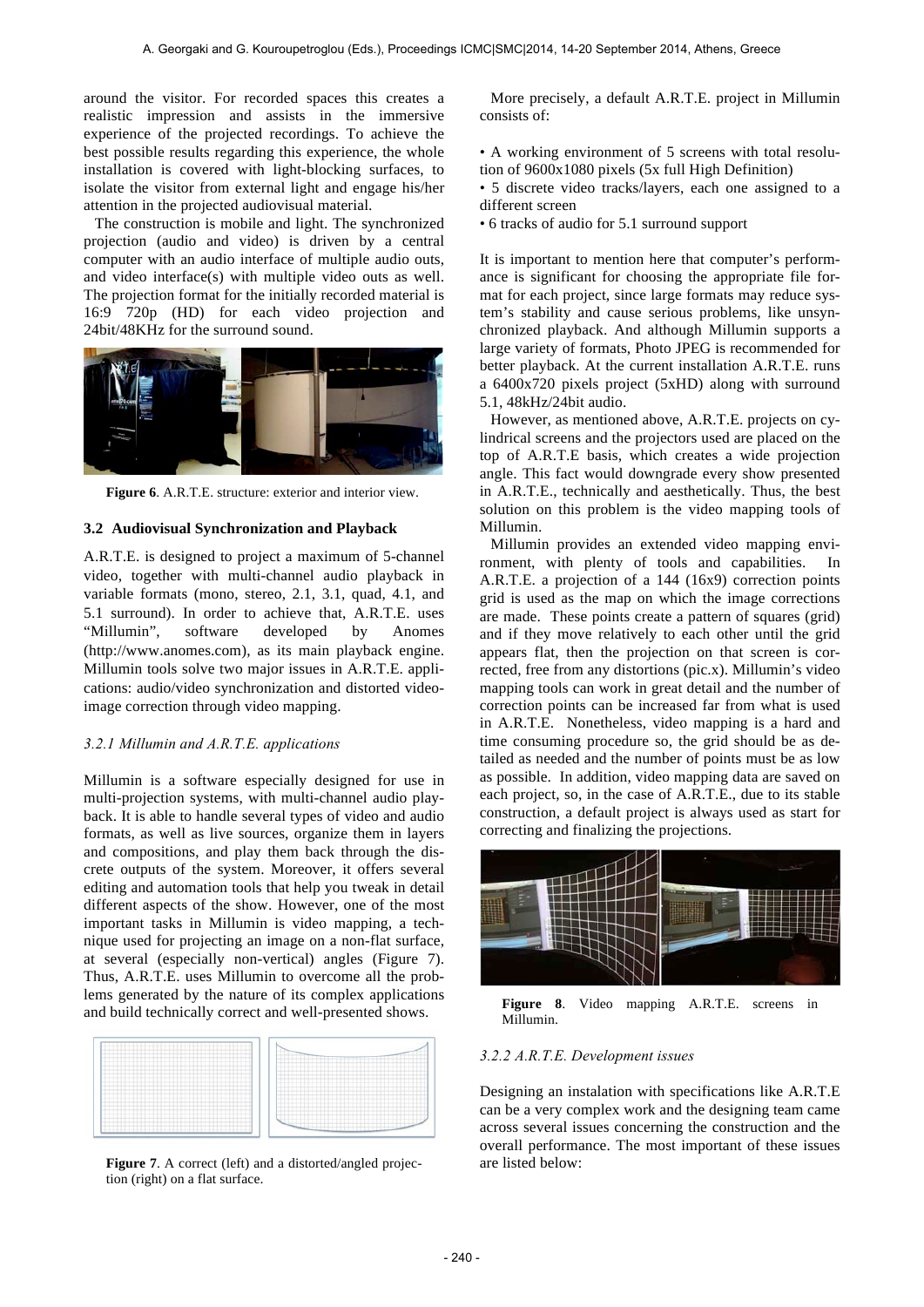around the visitor. For recorded spaces this creates a realistic impression and assists in the immersive experience of the projected recordings. To achieve the best possible results regarding this experience, the whole installation is covered with light-blocking surfaces, to isolate the visitor from external light and engage his/her attention in the projected audiovisual material.

The construction is mobile and light. The synchronized projection (audio and video) is driven by a central computer with an audio interface of multiple audio outs, and video interface(s) with multiple video outs as well. The projection format for the initially recorded material is 16:9 720p (HD) for each video projection and 24bit/48KHz for the surround sound.

**Figure 6**. A.R.T.E. structure: exterior and interior view.

### 3.2 Audiovisual Synchronization and Playback

A.R.T.E. is designed to project a maximum of 5-channel video, together with multi-channel audio playback in variable formats (mono, stereo, 2.1, 3.1, quad, 4.1, and 5.1 surround). In order to achieve that, A.R.T.E. uses "Millumin", software developed by Anomes (http://www.anomes.com), as its main playback engine. Millumin tools solve two major issues in A.R.T.E. applications: audio/video synchronization and distorted video-image correction through video mapping.

#### *3.2.1 Millumin and A.R.T.E. applications*

Millumin is a software especially designed for use in multi-projection systems, with multi-channel audio playback. It is able to handle several types of video and audio formats, as well as live sources, organize them in layers and compositions, and play them back through the discrete outputs of the system. Moreover, it offers several editing and automation tools that help you tweak in detail different aspects of the show. However, one of the most important tasks in Millumin is video mapping, a technique used for projecting an image on a non-flat surface, at several (especially non-vertical) angles (Figure 7). Thus, A.R.T.E. uses Millumin to overcome all the problems generated by the nature of its complex applications and build technically correct and well-presented shows.

**Figure 7**. A correct (left) and a distorted/angled projection (right) on a flat surface.

More precisely, a default A.R.T.E. project in Millumin consists of:

- A working environment of 5 screens with total resolution of 9600x1080 pixels (5x full High Definition)
- 5 discrete video tracks/layers, each one assigned to a different screen
- 6 tracks of audio for 5.1 surround support

It is important to mention here that computer's performance is significant for choosing the appropriate file format for each project, since large formats may reduce system's stability and cause serious problems, like unsynchronized playback. And although Millumin supports a large variety of formats, Photo JPEG is recommended for better playback. At the current installation A.R.T.E. runs a 6400x720 pixels project (5xHD) along with surround 5.1, 48kHz/24bit audio.

However, as mentioned above, A.R.T.E. projects on cylindrical screens and the projectors used are placed on the top of A.R.T.E basis, which creates a wide projection angle. This fact would downgrade every show presented in A.R.T.E., technically and aesthetically. Thus, the best solution on this problem is the video mapping tools of Millumin.

Millumin provides an extended video mapping environment, with plenty of tools and capabilities. In A.R.T.E. a projection of a 144 (16x9) correction points grid is used as the map on which the image corrections are made. These points create a pattern of squares (grid) and if they move relatively to each other until the grid appears flat, then the projection on that screen is corrected, free from any distortions (pic.x). Millumin's video mapping tools can work in great detail and the number of correction points can be increased far from what is used in A.R.T.E. Nonetheless, video mapping is a hard and time consuming procedure so, the grid should be as detailed as needed and the number of points must be as low as possible. In addition, video mapping data are saved on each project, so, in the case of A.R.T.E., due to its stable construction, a default project is always used as start for correcting and finalizing the projections.

**Figure 8**. Video mapping A.R.T.E. screens in Millumin.

#### *3.2.2 A.R.T.E. Development issues*

Designing an instalation with specifications like A.R.T.E can be a very complex work and the designing team came across several issues concerning the construction and the overall performance. The most important of these issues are listed below: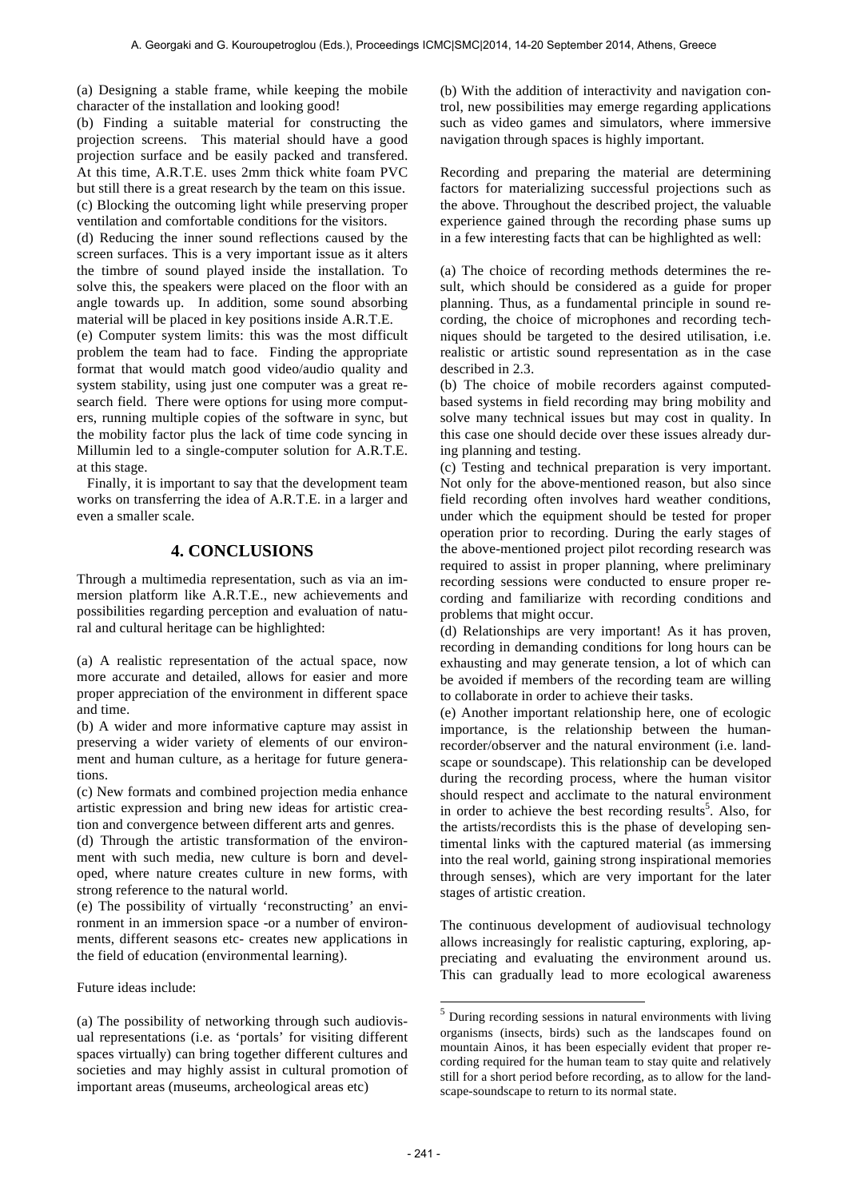(a) Designing a stable frame, while keeping the mobile character of the installation and looking good!

(b) Finding a suitable material for constructing the projection screens. This material should have a good projection surface and be easily packed and transfered. At this time, A.R.T.E. uses 2mm thick white foam PVC but still there is a great research by the team on this issue.

(c) Blocking the outcoming light while preserving proper ventilation and comfortable conditions for the visitors.

(d) Reducing the inner sound reflections caused by the screen surfaces. This is a very important issue as it alters the timbre of sound played inside the installation. To solve this, the speakers were placed on the floor with an angle towards up. In addition, some sound absorbing material will be placed in key positions inside A.R.T.E.

(e) Computer system limits: this was the most difficult problem the team had to face. Finding the appropriate format that would match good video/audio quality and system stability, using just one computer was a great research field. There were options for using more computers, running multiple copies of the software in sync, but the mobility factor plus the lack of time code syncing in Millumin led to a single-computer solution for A.R.T.E. at this stage.

Finally, it is important to say that the development team works on transferring the idea of A.R.T.E. in a larger and even a smaller scale.

## 4. CONCLUSIONS

Through a multimedia representation, such as via an immersion platform like A.R.T.E., new achievements and possibilities regarding perception and evaluation of natural and cultural heritage can be highlighted:

(a) A realistic representation of the actual space, now more accurate and detailed, allows for easier and more proper appreciation of the environment in different space and time.

(b) A wider and more informative capture may assist in preserving a wider variety of elements of our environment and human culture, as a heritage for future generations.

(c) New formats and combined projection media enhance artistic expression and bring new ideas for artistic creation and convergence between different arts and genres.

(d) Through the artistic transformation of the environment with such media, new culture is born and developed, where nature creates culture in new forms, with strong reference to the natural world.

(e) The possibility of virtually 'reconstructing' an environment in an immersion space -or a number of environments, different seasons etc- creates new applications in the field of education (environmental learning).

Future ideas include:

(a) The possibility of networking through such audiovisual representations (i.e. as 'portals' for visiting different spaces virtually) can bring together different cultures and societies and may highly assist in cultural promotion of important areas (museums, archeological areas etc)

(b) With the addition of interactivity and navigation control, new possibilities may emerge regarding applications such as video games and simulators, where immersive navigation through spaces is highly important.

Recording and preparing the material are determining factors for materializing successful projections such as the above. Throughout the described project, the valuable experience gained through the recording phase sums up in a few interesting facts that can be highlighted as well:

(a) The choice of recording methods determines the result, which should be considered as a guide for proper planning. Thus, as a fundamental principle in sound recording, the choice of microphones and recording techniques should be targeted to the desired utilisation, i.e. realistic or artistic sound representation as in the case described in 2.3.

(b) The choice of mobile recorders against computed-based systems in field recording may bring mobility and solve many technical issues but may cost in quality. In this case one should decide over these issues already during planning and testing.

(c) Testing and technical preparation is very important. Not only for the above-mentioned reason, but also since field recording often involves hard weather conditions, under which the equipment should be tested for proper operation prior to recording. During the early stages of the above-mentioned project pilot recording research was required to assist in proper planning, where preliminary recording sessions were conducted to ensure proper recording and familiarize with recording conditions and problems that might occur.

(d) Relationships are very important! As it has proven, recording in demanding conditions for long hours can be exhausting and may generate tension, a lot of which can be avoided if members of the recording team are willing to collaborate in order to achieve their tasks.

(e) Another important relationship here, one of ecologic importance, is the relationship between the human-recorder/observer and the natural environment (i.e. landscape or soundscape). This relationship can be developed during the recording process, where the human visitor should respect and acclimate to the natural environment in order to achieve the best recording results[5]. Also, for the artists/recordists this is the phase of developing sentimental links with the captured material (as immersing into the real world, gaining strong inspirational memories through senses), which are very important for the later stages of artistic creation.

The continuous development of audiovisual technology allows increasingly for realistic capturing, exploring, appreciating and evaluating the environment around us. This can gradually lead to more ecological awareness

[5] During recording sessions in natural environments with living organisms (insects, birds) such as the landscapes found on mountain Ainos, it has been especially evident that proper recording required for the human team to stay quite and relatively still for a short period before recording, as to allow for the landscape-soundscape to return to its normal state.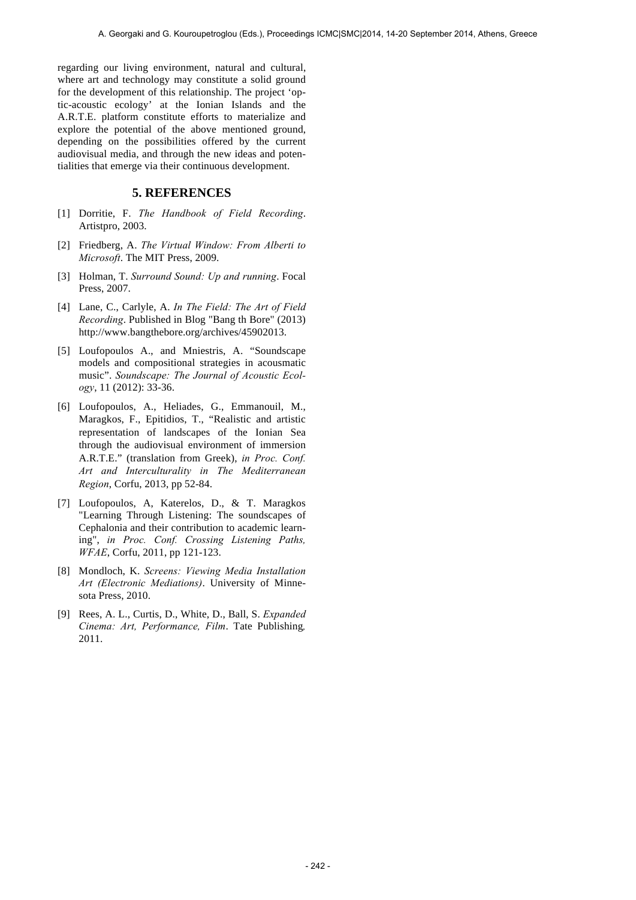regarding our living environment, natural and cultural, where art and technology may constitute a solid ground for the development of this relationship. The project 'optic-acoustic ecology' at the Ionian Islands and the A.R.T.E. platform constitute efforts to materialize and explore the potential of the above mentioned ground, depending on the possibilities offered by the current audiovisual media, and through the new ideas and potentialities that emerge via their continuous development.

## 5. REFERENCES

[1] Dorritie, F. *The Handbook of Field Recording*. Artistpro, 2003.

[2] Friedberg, A. *The Virtual Window: From Alberti to Microsoft*. The MIT Press, 2009.

[3] Holman, T. *Surround Sound: Up and running*. Focal Press, 2007.

[4] Lane, C., Carlyle, A. *In The Field: The Art of Field Recording*. Published in Blog "Bang th Bore" (2013) http://www.bangthebore.org/archives/45902013.

[5] Loufopoulos A., and Mniestris, A. "Soundscape models and compositional strategies in acousmatic music". *Soundscape: The Journal of Acoustic Ecology*, 11 (2012): 33-36.

[6] Loufopoulos, A., Heliades, G., Emmanouil, M., Maragkos, F., Epitidios, T., "Realistic and artistic representation of landscapes of the Ionian Sea through the audiovisual environment of immersion A.R.T.E." (translation from Greek), *in Proc. Conf. Art and Interculturality in The Mediterranean Region*, Corfu, 2013, pp 52-84.

[7] Loufopoulos, A, Katerelos, D., & T. Maragkos "Learning Through Listening: The soundscapes of Cephalonia and their contribution to academic learning", *in Proc. Conf. Crossing Listening Paths, WFAE*, Corfu, 2011, pp 121-123.

[8] Mondloch, K. *Screens: Viewing Media Installation Art (Electronic Mediations)*. University of Minnesota Press, 2010.

[9] Rees, A. L., Curtis, D., White, D., Ball, S. *Expanded Cinema: Art, Performance, Film*. Tate Publishing, 2011.